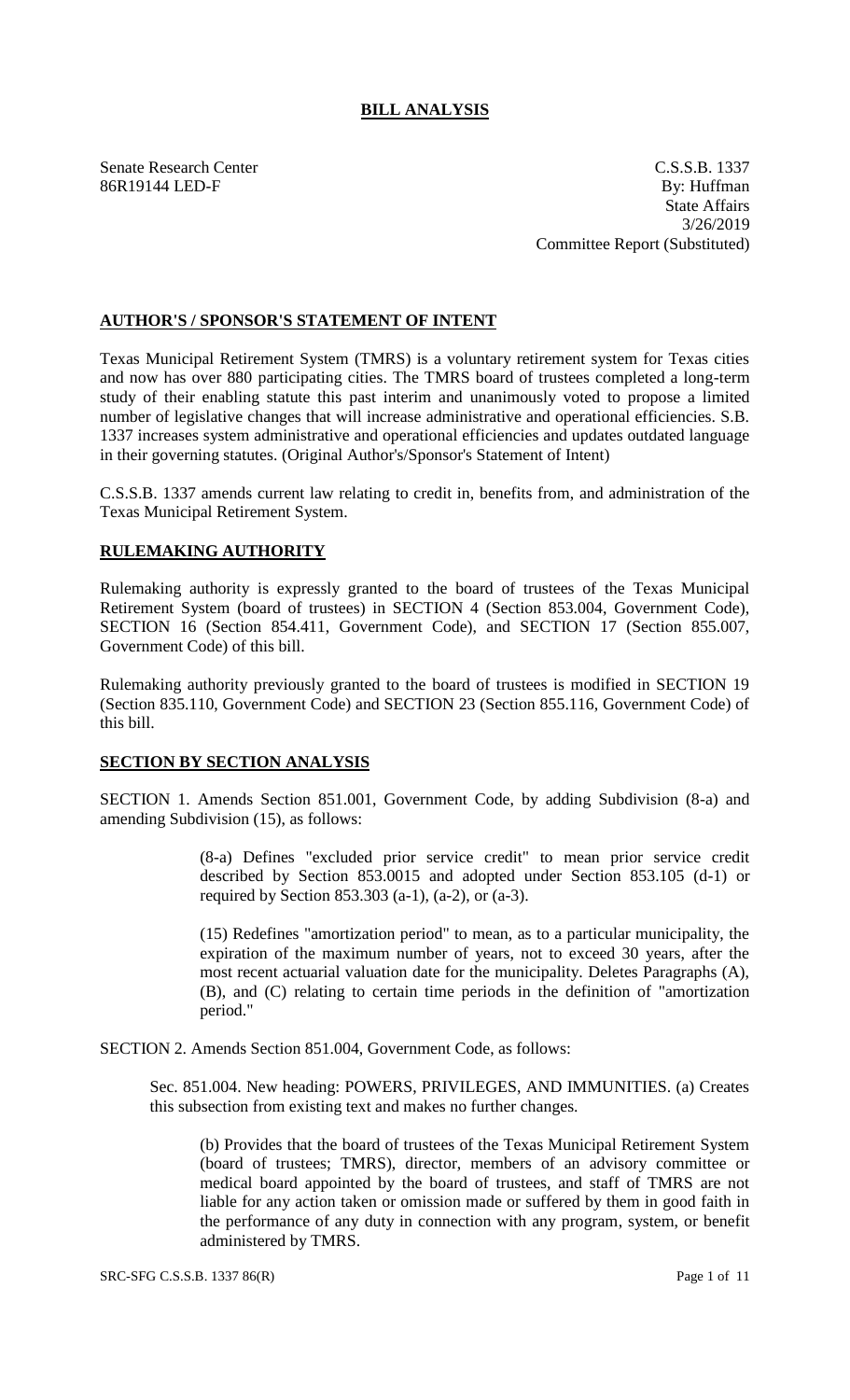## BILL ANALYSIS

Senate Research Center
86R19144 LED-F

C.S.S.B. 1337
By: Huffman
State Affairs
3/26/2019
Committee Report (Substituted)

### AUTHOR'S / SPONSOR'S STATEMENT OF INTENT

Texas Municipal Retirement System (TMRS) is a voluntary retirement system for Texas cities and now has over 880 participating cities. The TMRS board of trustees completed a long-term study of their enabling statute this past interim and unanimously voted to propose a limited number of legislative changes that will increase administrative and operational efficiencies. S.B. 1337 increases system administrative and operational efficiencies and updates outdated language in their governing statutes. (Original Author's/Sponsor's Statement of Intent)

C.S.S.B. 1337 amends current law relating to credit in, benefits from, and administration of the Texas Municipal Retirement System.

### RULEMAKING AUTHORITY

Rulemaking authority is expressly granted to the board of trustees of the Texas Municipal Retirement System (board of trustees) in SECTION 4 (Section 853.004, Government Code), SECTION 16 (Section 854.411, Government Code), and SECTION 17 (Section 855.007, Government Code) of this bill.

Rulemaking authority previously granted to the board of trustees is modified in SECTION 19 (Section 835.110, Government Code) and SECTION 23 (Section 855.116, Government Code) of this bill.

### SECTION BY SECTION ANALYSIS

SECTION 1. Amends Section 851.001, Government Code, by adding Subdivision (8-a) and amending Subdivision (15), as follows:

> (8-a) Defines "excluded prior service credit" to mean prior service credit described by Section 853.0015 and adopted under Section 853.105 (d-1) or required by Section 853.303 (a-1), (a-2), or (a-3).
>
> (15) Redefines "amortization period" to mean, as to a particular municipality, the expiration of the maximum number of years, not to exceed 30 years, after the most recent actuarial valuation date for the municipality. Deletes Paragraphs (A), (B), and (C) relating to certain time periods in the definition of "amortization period."

SECTION 2. Amends Section 851.004, Government Code, as follows:

> Sec. 851.004. New heading: POWERS, PRIVILEGES, AND IMMUNITIES. (a) Creates this subsection from existing text and makes no further changes.
>
> > (b) Provides that the board of trustees of the Texas Municipal Retirement System (board of trustees; TMRS), director, members of an advisory committee or medical board appointed by the board of trustees, and staff of TMRS are not liable for any action taken or omission made or suffered by them in good faith in the performance of any duty in connection with any program, system, or benefit administered by TMRS.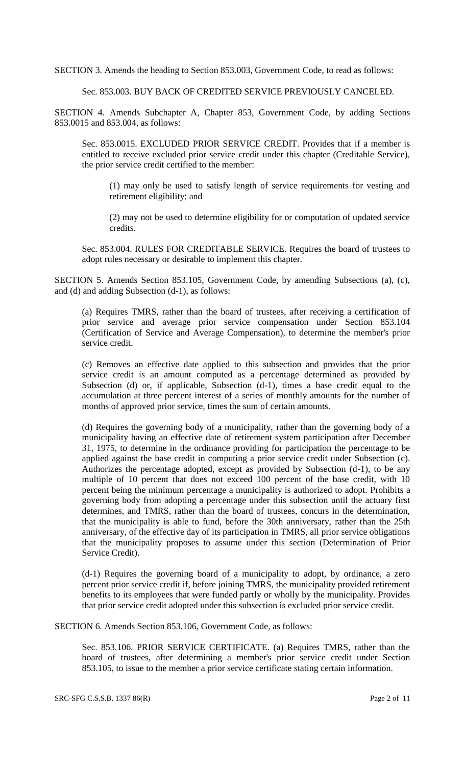SECTION 3. Amends the heading to Section 853.003, Government Code, to read as follows:

Sec. 853.003. BUY BACK OF CREDITED SERVICE PREVIOUSLY CANCELED.

SECTION 4. Amends Subchapter A, Chapter 853, Government Code, by adding Sections 853.0015 and 853.004, as follows:

Sec. 853.0015. EXCLUDED PRIOR SERVICE CREDIT. Provides that if a member is entitled to receive excluded prior service credit under this chapter (Creditable Service), the prior service credit certified to the member:

(1) may only be used to satisfy length of service requirements for vesting and retirement eligibility; and

(2) may not be used to determine eligibility for or computation of updated service credits.

Sec. 853.004. RULES FOR CREDITABLE SERVICE. Requires the board of trustees to adopt rules necessary or desirable to implement this chapter.

SECTION 5. Amends Section 853.105, Government Code, by amending Subsections (a), (c), and (d) and adding Subsection (d-1), as follows:

(a) Requires TMRS, rather than the board of trustees, after receiving a certification of prior service and average prior service compensation under Section 853.104 (Certification of Service and Average Compensation), to determine the member's prior service credit.

(c) Removes an effective date applied to this subsection and provides that the prior service credit is an amount computed as a percentage determined as provided by Subsection (d) or, if applicable, Subsection (d-1), times a base credit equal to the accumulation at three percent interest of a series of monthly amounts for the number of months of approved prior service, times the sum of certain amounts.

(d) Requires the governing body of a municipality, rather than the governing body of a municipality having an effective date of retirement system participation after December 31, 1975, to determine in the ordinance providing for participation the percentage to be applied against the base credit in computing a prior service credit under Subsection (c). Authorizes the percentage adopted, except as provided by Subsection (d-1), to be any multiple of 10 percent that does not exceed 100 percent of the base credit, with 10 percent being the minimum percentage a municipality is authorized to adopt. Prohibits a governing body from adopting a percentage under this subsection until the actuary first determines, and TMRS, rather than the board of trustees, concurs in the determination, that the municipality is able to fund, before the 30th anniversary, rather than the 25th anniversary, of the effective day of its participation in TMRS, all prior service obligations that the municipality proposes to assume under this section (Determination of Prior Service Credit).

(d-1) Requires the governing board of a municipality to adopt, by ordinance, a zero percent prior service credit if, before joining TMRS, the municipality provided retirement benefits to its employees that were funded partly or wholly by the municipality. Provides that prior service credit adopted under this subsection is excluded prior service credit.

SECTION 6. Amends Section 853.106, Government Code, as follows:

Sec. 853.106. PRIOR SERVICE CERTIFICATE. (a) Requires TMRS, rather than the board of trustees, after determining a member's prior service credit under Section 853.105, to issue to the member a prior service certificate stating certain information.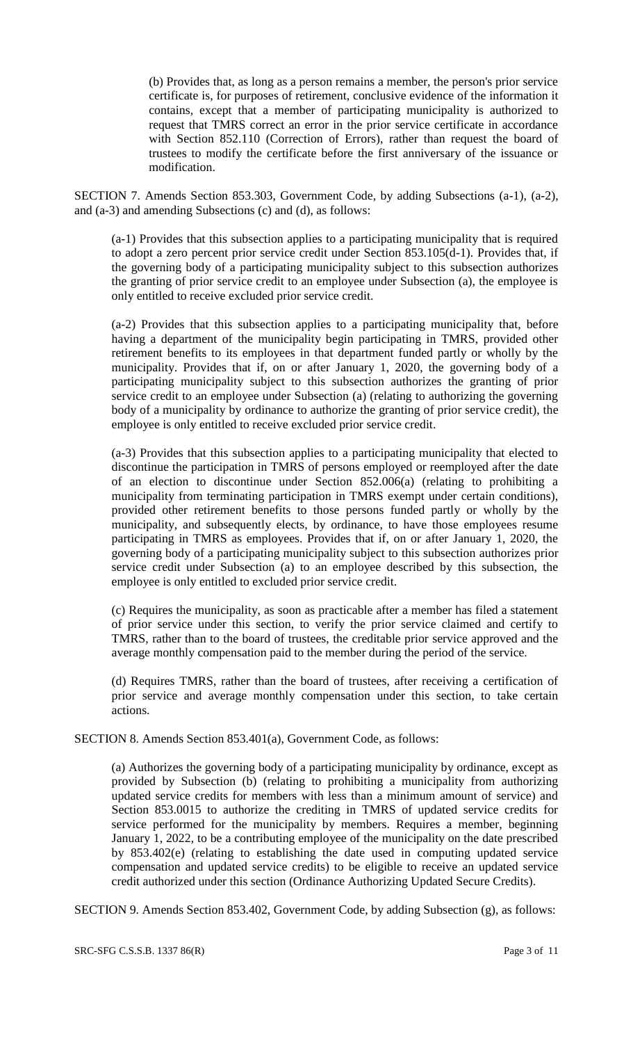(b) Provides that, as long as a person remains a member, the person's prior service certificate is, for purposes of retirement, conclusive evidence of the information it contains, except that a member of participating municipality is authorized to request that TMRS correct an error in the prior service certificate in accordance with Section 852.110 (Correction of Errors), rather than request the board of trustees to modify the certificate before the first anniversary of the issuance or modification.

SECTION 7. Amends Section 853.303, Government Code, by adding Subsections (a-1), (a-2), and (a-3) and amending Subsections (c) and (d), as follows:

(a-1) Provides that this subsection applies to a participating municipality that is required to adopt a zero percent prior service credit under Section 853.105(d-1). Provides that, if the governing body of a participating municipality subject to this subsection authorizes the granting of prior service credit to an employee under Subsection (a), the employee is only entitled to receive excluded prior service credit.

(a-2) Provides that this subsection applies to a participating municipality that, before having a department of the municipality begin participating in TMRS, provided other retirement benefits to its employees in that department funded partly or wholly by the municipality. Provides that if, on or after January 1, 2020, the governing body of a participating municipality subject to this subsection authorizes the granting of prior service credit to an employee under Subsection (a) (relating to authorizing the governing body of a municipality by ordinance to authorize the granting of prior service credit), the employee is only entitled to receive excluded prior service credit.

(a-3) Provides that this subsection applies to a participating municipality that elected to discontinue the participation in TMRS of persons employed or reemployed after the date of an election to discontinue under Section 852.006(a) (relating to prohibiting a municipality from terminating participation in TMRS exempt under certain conditions), provided other retirement benefits to those persons funded partly or wholly by the municipality, and subsequently elects, by ordinance, to have those employees resume participating in TMRS as employees. Provides that if, on or after January 1, 2020, the governing body of a participating municipality subject to this subsection authorizes prior service credit under Subsection (a) to an employee described by this subsection, the employee is only entitled to excluded prior service credit.

(c) Requires the municipality, as soon as practicable after a member has filed a statement of prior service under this section, to verify the prior service claimed and certify to TMRS, rather than to the board of trustees, the creditable prior service approved and the average monthly compensation paid to the member during the period of the service.

(d) Requires TMRS, rather than the board of trustees, after receiving a certification of prior service and average monthly compensation under this section, to take certain actions.

SECTION 8. Amends Section 853.401(a), Government Code, as follows:

(a) Authorizes the governing body of a participating municipality by ordinance, except as provided by Subsection (b) (relating to prohibiting a municipality from authorizing updated service credits for members with less than a minimum amount of service) and Section 853.0015 to authorize the crediting in TMRS of updated service credits for service performed for the municipality by members. Requires a member, beginning January 1, 2022, to be a contributing employee of the municipality on the date prescribed by 853.402(e) (relating to establishing the date used in computing updated service compensation and updated service credits) to be eligible to receive an updated service credit authorized under this section (Ordinance Authorizing Updated Secure Credits).

SECTION 9. Amends Section 853.402, Government Code, by adding Subsection (g), as follows: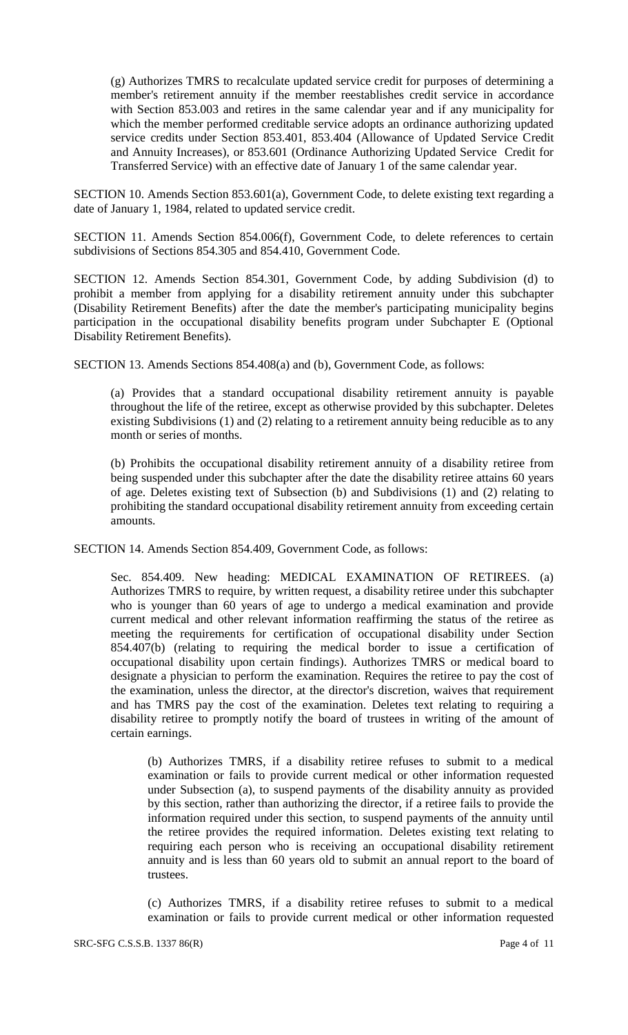(g) Authorizes TMRS to recalculate updated service credit for purposes of determining a member's retirement annuity if the member reestablishes credit service in accordance with Section 853.003 and retires in the same calendar year and if any municipality for which the member performed creditable service adopts an ordinance authorizing updated service credits under Section 853.401, 853.404 (Allowance of Updated Service Credit and Annuity Increases), or 853.601 (Ordinance Authorizing Updated Service Credit for Transferred Service) with an effective date of January 1 of the same calendar year.

SECTION 10. Amends Section 853.601(a), Government Code, to delete existing text regarding a date of January 1, 1984, related to updated service credit.

SECTION 11. Amends Section 854.006(f), Government Code, to delete references to certain subdivisions of Sections 854.305 and 854.410, Government Code.

SECTION 12. Amends Section 854.301, Government Code, by adding Subdivision (d) to prohibit a member from applying for a disability retirement annuity under this subchapter (Disability Retirement Benefits) after the date the member's participating municipality begins participation in the occupational disability benefits program under Subchapter E (Optional Disability Retirement Benefits).

SECTION 13. Amends Sections 854.408(a) and (b), Government Code, as follows:

(a) Provides that a standard occupational disability retirement annuity is payable throughout the life of the retiree, except as otherwise provided by this subchapter. Deletes existing Subdivisions (1) and (2) relating to a retirement annuity being reducible as to any month or series of months.

(b) Prohibits the occupational disability retirement annuity of a disability retiree from being suspended under this subchapter after the date the disability retiree attains 60 years of age. Deletes existing text of Subsection (b) and Subdivisions (1) and (2) relating to prohibiting the standard occupational disability retirement annuity from exceeding certain amounts.

SECTION 14. Amends Section 854.409, Government Code, as follows:

Sec. 854.409. New heading: MEDICAL EXAMINATION OF RETIREES. (a) Authorizes TMRS to require, by written request, a disability retiree under this subchapter who is younger than 60 years of age to undergo a medical examination and provide current medical and other relevant information reaffirming the status of the retiree as meeting the requirements for certification of occupational disability under Section 854.407(b) (relating to requiring the medical border to issue a certification of occupational disability upon certain findings). Authorizes TMRS or medical board to designate a physician to perform the examination. Requires the retiree to pay the cost of the examination, unless the director, at the director's discretion, waives that requirement and has TMRS pay the cost of the examination. Deletes text relating to requiring a disability retiree to promptly notify the board of trustees in writing of the amount of certain earnings.

(b) Authorizes TMRS, if a disability retiree refuses to submit to a medical examination or fails to provide current medical or other information requested under Subsection (a), to suspend payments of the disability annuity as provided by this section, rather than authorizing the director, if a retiree fails to provide the information required under this section, to suspend payments of the annuity until the retiree provides the required information. Deletes existing text relating to requiring each person who is receiving an occupational disability retirement annuity and is less than 60 years old to submit an annual report to the board of trustees.

(c) Authorizes TMRS, if a disability retiree refuses to submit to a medical examination or fails to provide current medical or other information requested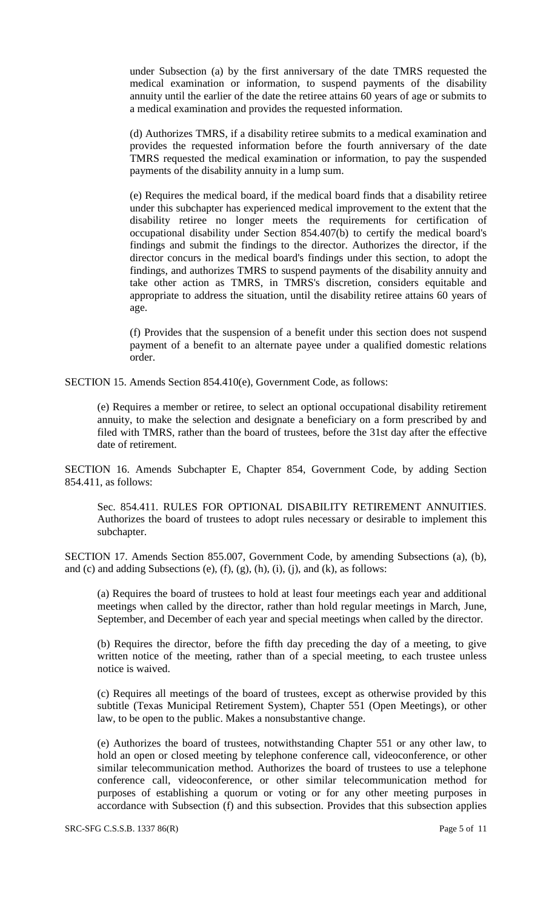under Subsection (a) by the first anniversary of the date TMRS requested the medical examination or information, to suspend payments of the disability annuity until the earlier of the date the retiree attains 60 years of age or submits to a medical examination and provides the requested information.

(d) Authorizes TMRS, if a disability retiree submits to a medical examination and provides the requested information before the fourth anniversary of the date TMRS requested the medical examination or information, to pay the suspended payments of the disability annuity in a lump sum.

(e) Requires the medical board, if the medical board finds that a disability retiree under this subchapter has experienced medical improvement to the extent that the disability retiree no longer meets the requirements for certification of occupational disability under Section 854.407(b) to certify the medical board's findings and submit the findings to the director. Authorizes the director, if the director concurs in the medical board's findings under this section, to adopt the findings, and authorizes TMRS to suspend payments of the disability annuity and take other action as TMRS, in TMRS's discretion, considers equitable and appropriate to address the situation, until the disability retiree attains 60 years of age.

(f) Provides that the suspension of a benefit under this section does not suspend payment of a benefit to an alternate payee under a qualified domestic relations order.

SECTION 15. Amends Section 854.410(e), Government Code, as follows:

(e) Requires a member or retiree, to select an optional occupational disability retirement annuity, to make the selection and designate a beneficiary on a form prescribed by and filed with TMRS, rather than the board of trustees, before the 31st day after the effective date of retirement.

SECTION 16. Amends Subchapter E, Chapter 854, Government Code, by adding Section 854.411, as follows:

Sec. 854.411. RULES FOR OPTIONAL DISABILITY RETIREMENT ANNUITIES. Authorizes the board of trustees to adopt rules necessary or desirable to implement this subchapter.

SECTION 17. Amends Section 855.007, Government Code, by amending Subsections (a), (b), and (c) and adding Subsections (e), (f), (g), (h), (i), (j), and (k), as follows:

(a) Requires the board of trustees to hold at least four meetings each year and additional meetings when called by the director, rather than hold regular meetings in March, June, September, and December of each year and special meetings when called by the director.

(b) Requires the director, before the fifth day preceding the day of a meeting, to give written notice of the meeting, rather than of a special meeting, to each trustee unless notice is waived.

(c) Requires all meetings of the board of trustees, except as otherwise provided by this subtitle (Texas Municipal Retirement System), Chapter 551 (Open Meetings), or other law, to be open to the public. Makes a nonsubstantive change.

(e) Authorizes the board of trustees, notwithstanding Chapter 551 or any other law, to hold an open or closed meeting by telephone conference call, videoconference, or other similar telecommunication method. Authorizes the board of trustees to use a telephone conference call, videoconference, or other similar telecommunication method for purposes of establishing a quorum or voting or for any other meeting purposes in accordance with Subsection (f) and this subsection. Provides that this subsection applies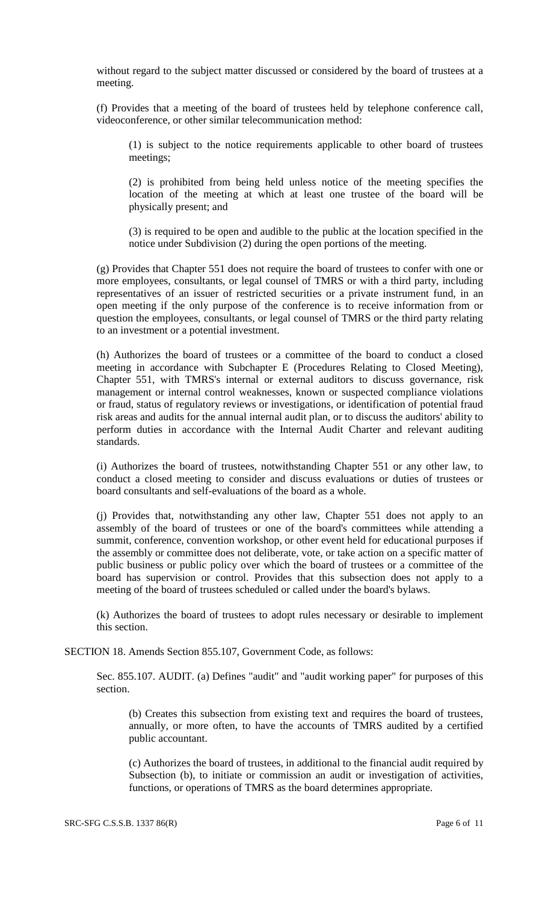without regard to the subject matter discussed or considered by the board of trustees at a meeting.

(f) Provides that a meeting of the board of trustees held by telephone conference call, videoconference, or other similar telecommunication method:

(1) is subject to the notice requirements applicable to other board of trustees meetings;

(2) is prohibited from being held unless notice of the meeting specifies the location of the meeting at which at least one trustee of the board will be physically present; and

(3) is required to be open and audible to the public at the location specified in the notice under Subdivision (2) during the open portions of the meeting.

(g) Provides that Chapter 551 does not require the board of trustees to confer with one or more employees, consultants, or legal counsel of TMRS or with a third party, including representatives of an issuer of restricted securities or a private instrument fund, in an open meeting if the only purpose of the conference is to receive information from or question the employees, consultants, or legal counsel of TMRS or the third party relating to an investment or a potential investment.

(h) Authorizes the board of trustees or a committee of the board to conduct a closed meeting in accordance with Subchapter E (Procedures Relating to Closed Meeting), Chapter 551, with TMRS's internal or external auditors to discuss governance, risk management or internal control weaknesses, known or suspected compliance violations or fraud, status of regulatory reviews or investigations, or identification of potential fraud risk areas and audits for the annual internal audit plan, or to discuss the auditors' ability to perform duties in accordance with the Internal Audit Charter and relevant auditing standards.

(i) Authorizes the board of trustees, notwithstanding Chapter 551 or any other law, to conduct a closed meeting to consider and discuss evaluations or duties of trustees or board consultants and self-evaluations of the board as a whole.

(j) Provides that, notwithstanding any other law, Chapter 551 does not apply to an assembly of the board of trustees or one of the board's committees while attending a summit, conference, convention workshop, or other event held for educational purposes if the assembly or committee does not deliberate, vote, or take action on a specific matter of public business or public policy over which the board of trustees or a committee of the board has supervision or control. Provides that this subsection does not apply to a meeting of the board of trustees scheduled or called under the board's bylaws.

(k) Authorizes the board of trustees to adopt rules necessary or desirable to implement this section.

SECTION 18. Amends Section 855.107, Government Code, as follows:

Sec. 855.107. AUDIT. (a) Defines "audit" and "audit working paper" for purposes of this section.

(b) Creates this subsection from existing text and requires the board of trustees, annually, or more often, to have the accounts of TMRS audited by a certified public accountant.

(c) Authorizes the board of trustees, in additional to the financial audit required by Subsection (b), to initiate or commission an audit or investigation of activities, functions, or operations of TMRS as the board determines appropriate.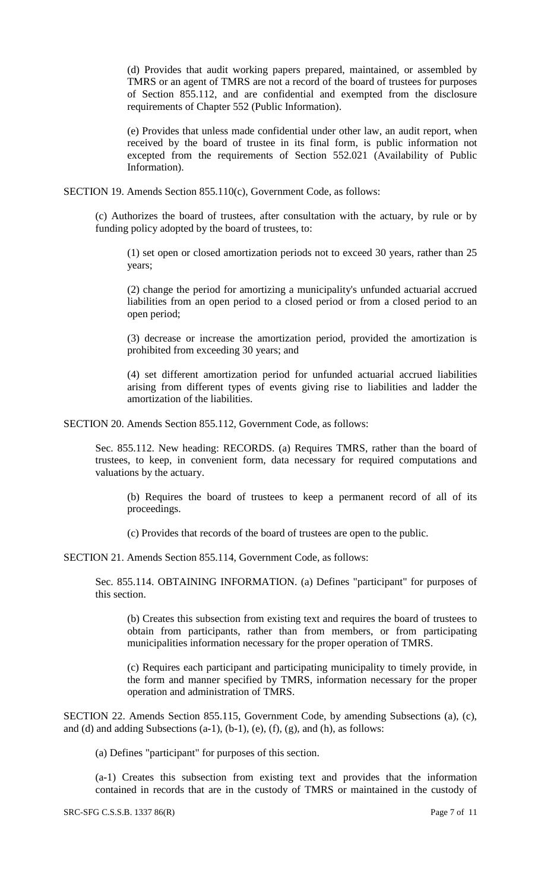(d) Provides that audit working papers prepared, maintained, or assembled by TMRS or an agent of TMRS are not a record of the board of trustees for purposes of Section 855.112, and are confidential and exempted from the disclosure requirements of Chapter 552 (Public Information).

(e) Provides that unless made confidential under other law, an audit report, when received by the board of trustee in its final form, is public information not excepted from the requirements of Section 552.021 (Availability of Public Information).

SECTION 19. Amends Section 855.110(c), Government Code, as follows:

(c) Authorizes the board of trustees, after consultation with the actuary, by rule or by funding policy adopted by the board of trustees, to:

(1) set open or closed amortization periods not to exceed 30 years, rather than 25 years;

(2) change the period for amortizing a municipality's unfunded actuarial accrued liabilities from an open period to a closed period or from a closed period to an open period;

(3) decrease or increase the amortization period, provided the amortization is prohibited from exceeding 30 years; and

(4) set different amortization period for unfunded actuarial accrued liabilities arising from different types of events giving rise to liabilities and ladder the amortization of the liabilities.

SECTION 20. Amends Section 855.112, Government Code, as follows:

Sec. 855.112. New heading: RECORDS. (a) Requires TMRS, rather than the board of trustees, to keep, in convenient form, data necessary for required computations and valuations by the actuary.

(b) Requires the board of trustees to keep a permanent record of all of its proceedings.

(c) Provides that records of the board of trustees are open to the public.

SECTION 21. Amends Section 855.114, Government Code, as follows:

Sec. 855.114. OBTAINING INFORMATION. (a) Defines "participant" for purposes of this section.

(b) Creates this subsection from existing text and requires the board of trustees to obtain from participants, rather than from members, or from participating municipalities information necessary for the proper operation of TMRS.

(c) Requires each participant and participating municipality to timely provide, in the form and manner specified by TMRS, information necessary for the proper operation and administration of TMRS.

SECTION 22. Amends Section 855.115, Government Code, by amending Subsections (a), (c), and (d) and adding Subsections (a-1), (b-1), (e), (f), (g), and (h), as follows:

(a) Defines "participant" for purposes of this section.

(a-1) Creates this subsection from existing text and provides that the information contained in records that are in the custody of TMRS or maintained in the custody of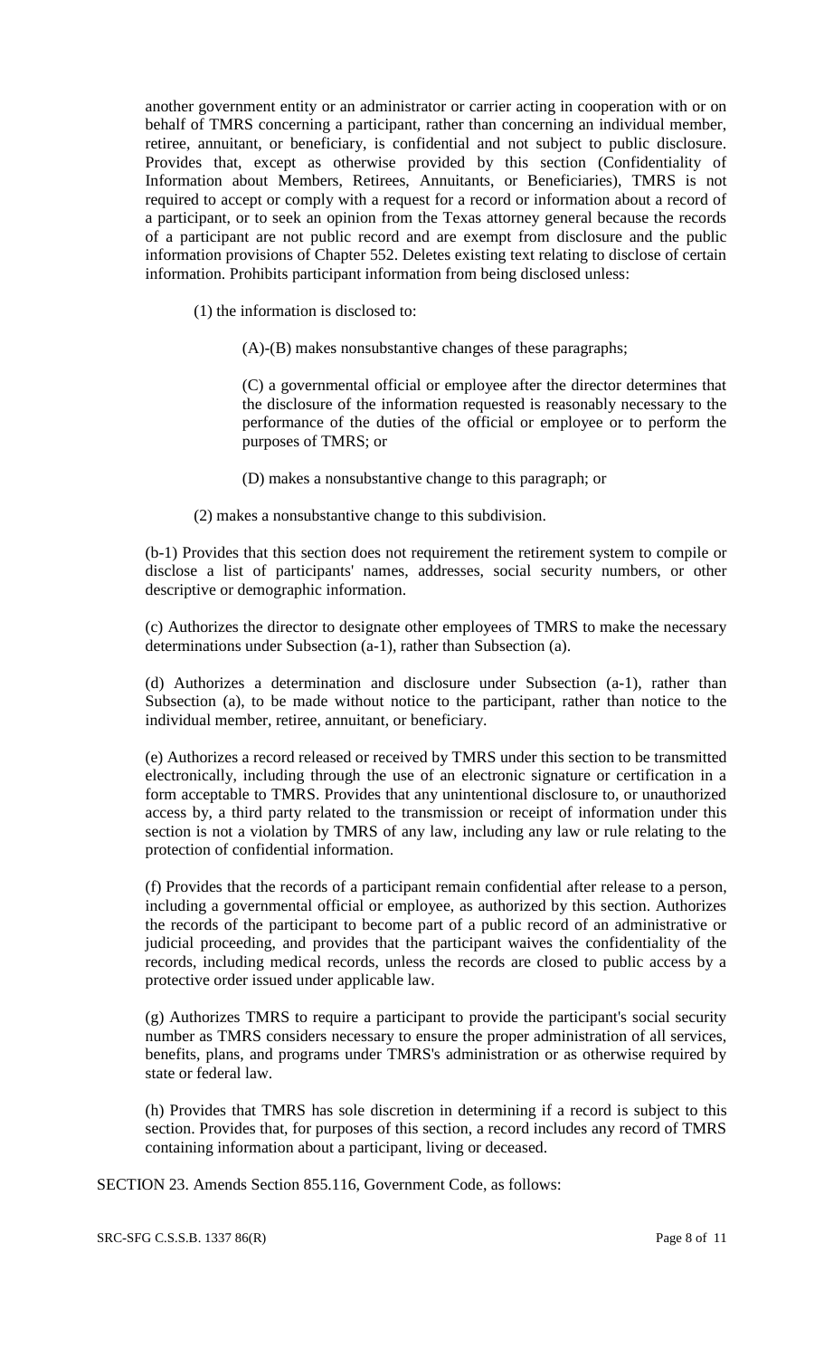another government entity or an administrator or carrier acting in cooperation with or on behalf of TMRS concerning a participant, rather than concerning an individual member, retiree, annuitant, or beneficiary, is confidential and not subject to public disclosure. Provides that, except as otherwise provided by this section (Confidentiality of Information about Members, Retirees, Annuitants, or Beneficiaries), TMRS is not required to accept or comply with a request for a record or information about a record of a participant, or to seek an opinion from the Texas attorney general because the records of a participant are not public record and are exempt from disclosure and the public information provisions of Chapter 552. Deletes existing text relating to disclose of certain information. Prohibits participant information from being disclosed unless:

(1) the information is disclosed to:

(A)-(B) makes nonsubstantive changes of these paragraphs;

(C) a governmental official or employee after the director determines that the disclosure of the information requested is reasonably necessary to the performance of the duties of the official or employee or to perform the purposes of TMRS; or

(D) makes a nonsubstantive change to this paragraph; or

(2) makes a nonsubstantive change to this subdivision.

(b-1) Provides that this section does not requirement the retirement system to compile or disclose a list of participants' names, addresses, social security numbers, or other descriptive or demographic information.

(c) Authorizes the director to designate other employees of TMRS to make the necessary determinations under Subsection (a-1), rather than Subsection (a).

(d) Authorizes a determination and disclosure under Subsection (a-1), rather than Subsection (a), to be made without notice to the participant, rather than notice to the individual member, retiree, annuitant, or beneficiary.

(e) Authorizes a record released or received by TMRS under this section to be transmitted electronically, including through the use of an electronic signature or certification in a form acceptable to TMRS. Provides that any unintentional disclosure to, or unauthorized access by, a third party related to the transmission or receipt of information under this section is not a violation by TMRS of any law, including any law or rule relating to the protection of confidential information.

(f) Provides that the records of a participant remain confidential after release to a person, including a governmental official or employee, as authorized by this section. Authorizes the records of the participant to become part of a public record of an administrative or judicial proceeding, and provides that the participant waives the confidentiality of the records, including medical records, unless the records are closed to public access by a protective order issued under applicable law.

(g) Authorizes TMRS to require a participant to provide the participant's social security number as TMRS considers necessary to ensure the proper administration of all services, benefits, plans, and programs under TMRS's administration or as otherwise required by state or federal law.

(h) Provides that TMRS has sole discretion in determining if a record is subject to this section. Provides that, for purposes of this section, a record includes any record of TMRS containing information about a participant, living or deceased.

SECTION 23. Amends Section 855.116, Government Code, as follows: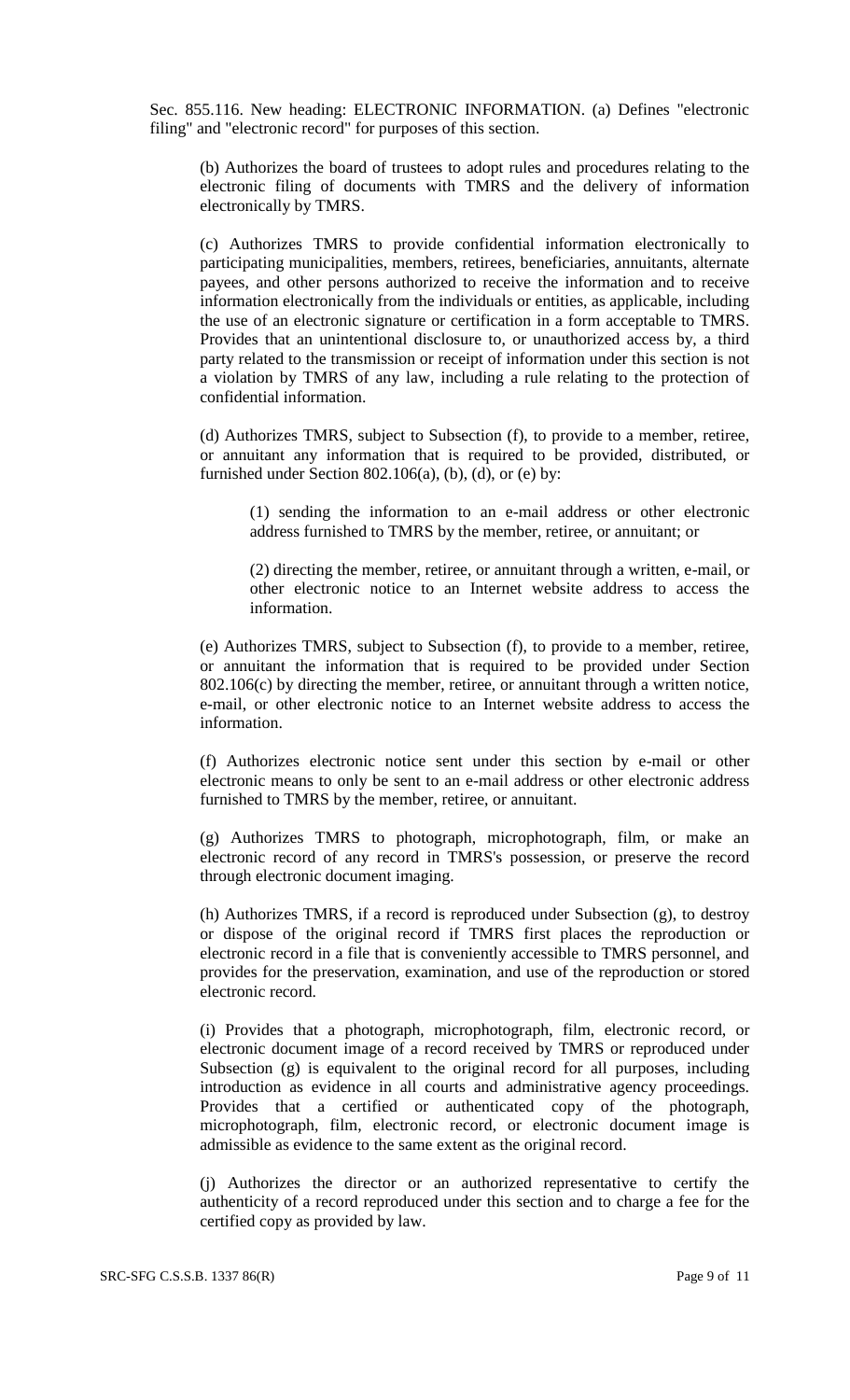Sec. 855.116. New heading: ELECTRONIC INFORMATION. (a) Defines "electronic filing" and "electronic record" for purposes of this section.

(b) Authorizes the board of trustees to adopt rules and procedures relating to the electronic filing of documents with TMRS and the delivery of information electronically by TMRS.

(c) Authorizes TMRS to provide confidential information electronically to participating municipalities, members, retirees, beneficiaries, annuitants, alternate payees, and other persons authorized to receive the information and to receive information electronically from the individuals or entities, as applicable, including the use of an electronic signature or certification in a form acceptable to TMRS. Provides that an unintentional disclosure to, or unauthorized access by, a third party related to the transmission or receipt of information under this section is not a violation by TMRS of any law, including a rule relating to the protection of confidential information.

(d) Authorizes TMRS, subject to Subsection (f), to provide to a member, retiree, or annuitant any information that is required to be provided, distributed, or furnished under Section 802.106(a), (b), (d), or (e) by:

(1) sending the information to an e-mail address or other electronic address furnished to TMRS by the member, retiree, or annuitant; or

(2) directing the member, retiree, or annuitant through a written, e-mail, or other electronic notice to an Internet website address to access the information.

(e) Authorizes TMRS, subject to Subsection (f), to provide to a member, retiree, or annuitant the information that is required to be provided under Section 802.106(c) by directing the member, retiree, or annuitant through a written notice, e-mail, or other electronic notice to an Internet website address to access the information.

(f) Authorizes electronic notice sent under this section by e-mail or other electronic means to only be sent to an e-mail address or other electronic address furnished to TMRS by the member, retiree, or annuitant.

(g) Authorizes TMRS to photograph, microphotograph, film, or make an electronic record of any record in TMRS's possession, or preserve the record through electronic document imaging.

(h) Authorizes TMRS, if a record is reproduced under Subsection (g), to destroy or dispose of the original record if TMRS first places the reproduction or electronic record in a file that is conveniently accessible to TMRS personnel, and provides for the preservation, examination, and use of the reproduction or stored electronic record.

(i) Provides that a photograph, microphotograph, film, electronic record, or electronic document image of a record received by TMRS or reproduced under Subsection (g) is equivalent to the original record for all purposes, including introduction as evidence in all courts and administrative agency proceedings. Provides that a certified or authenticated copy of the photograph, microphotograph, film, electronic record, or electronic document image is admissible as evidence to the same extent as the original record.

(j) Authorizes the director or an authorized representative to certify the authenticity of a record reproduced under this section and to charge a fee for the certified copy as provided by law.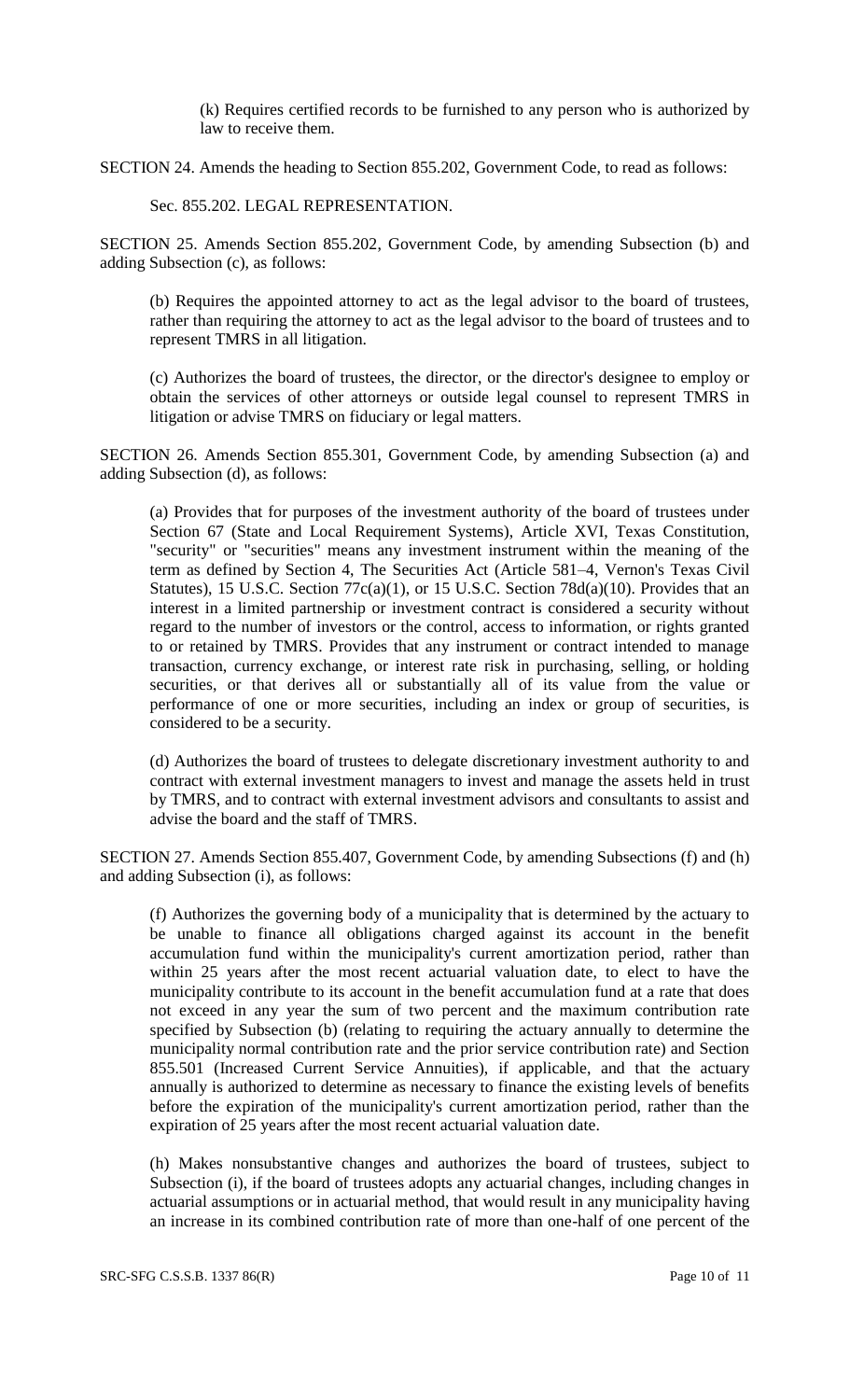(k) Requires certified records to be furnished to any person who is authorized by law to receive them.

SECTION 24. Amends the heading to Section 855.202, Government Code, to read as follows:

Sec. 855.202. LEGAL REPRESENTATION.

SECTION 25. Amends Section 855.202, Government Code, by amending Subsection (b) and adding Subsection (c), as follows:

(b) Requires the appointed attorney to act as the legal advisor to the board of trustees, rather than requiring the attorney to act as the legal advisor to the board of trustees and to represent TMRS in all litigation.

(c) Authorizes the board of trustees, the director, or the director's designee to employ or obtain the services of other attorneys or outside legal counsel to represent TMRS in litigation or advise TMRS on fiduciary or legal matters.

SECTION 26. Amends Section 855.301, Government Code, by amending Subsection (a) and adding Subsection (d), as follows:

(a) Provides that for purposes of the investment authority of the board of trustees under Section 67 (State and Local Requirement Systems), Article XVI, Texas Constitution, "security" or "securities" means any investment instrument within the meaning of the term as defined by Section 4, The Securities Act (Article 581–4, Vernon's Texas Civil Statutes), 15 U.S.C. Section 77c(a)(1), or 15 U.S.C. Section 78d(a)(10). Provides that an interest in a limited partnership or investment contract is considered a security without regard to the number of investors or the control, access to information, or rights granted to or retained by TMRS. Provides that any instrument or contract intended to manage transaction, currency exchange, or interest rate risk in purchasing, selling, or holding securities, or that derives all or substantially all of its value from the value or performance of one or more securities, including an index or group of securities, is considered to be a security.

(d) Authorizes the board of trustees to delegate discretionary investment authority to and contract with external investment managers to invest and manage the assets held in trust by TMRS, and to contract with external investment advisors and consultants to assist and advise the board and the staff of TMRS.

SECTION 27. Amends Section 855.407, Government Code, by amending Subsections (f) and (h) and adding Subsection (i), as follows:

(f) Authorizes the governing body of a municipality that is determined by the actuary to be unable to finance all obligations charged against its account in the benefit accumulation fund within the municipality's current amortization period, rather than within 25 years after the most recent actuarial valuation date, to elect to have the municipality contribute to its account in the benefit accumulation fund at a rate that does not exceed in any year the sum of two percent and the maximum contribution rate specified by Subsection (b) (relating to requiring the actuary annually to determine the municipality normal contribution rate and the prior service contribution rate) and Section 855.501 (Increased Current Service Annuities), if applicable, and that the actuary annually is authorized to determine as necessary to finance the existing levels of benefits before the expiration of the municipality's current amortization period, rather than the expiration of 25 years after the most recent actuarial valuation date.

(h) Makes nonsubstantive changes and authorizes the board of trustees, subject to Subsection (i), if the board of trustees adopts any actuarial changes, including changes in actuarial assumptions or in actuarial method, that would result in any municipality having an increase in its combined contribution rate of more than one-half of one percent of the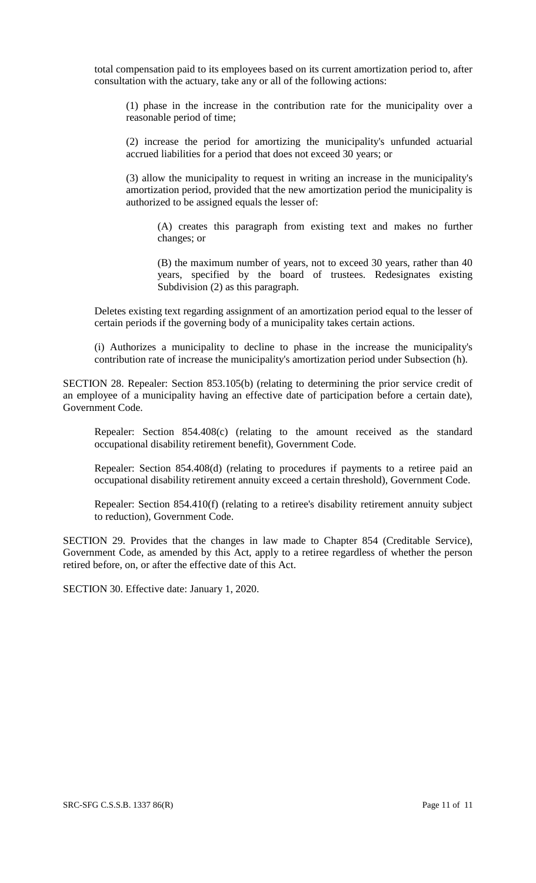total compensation paid to its employees based on its current amortization period to, after consultation with the actuary, take any or all of the following actions:

(1) phase in the increase in the contribution rate for the municipality over a reasonable period of time;

(2) increase the period for amortizing the municipality's unfunded actuarial accrued liabilities for a period that does not exceed 30 years; or

(3) allow the municipality to request in writing an increase in the municipality's amortization period, provided that the new amortization period the municipality is authorized to be assigned equals the lesser of:

(A) creates this paragraph from existing text and makes no further changes; or

(B) the maximum number of years, not to exceed 30 years, rather than 40 years, specified by the board of trustees. Redesignates existing Subdivision (2) as this paragraph.

Deletes existing text regarding assignment of an amortization period equal to the lesser of certain periods if the governing body of a municipality takes certain actions.

(i) Authorizes a municipality to decline to phase in the increase the municipality's contribution rate of increase the municipality's amortization period under Subsection (h).

SECTION 28. Repealer: Section 853.105(b) (relating to determining the prior service credit of an employee of a municipality having an effective date of participation before a certain date), Government Code.

Repealer: Section 854.408(c) (relating to the amount received as the standard occupational disability retirement benefit), Government Code.

Repealer: Section 854.408(d) (relating to procedures if payments to a retiree paid an occupational disability retirement annuity exceed a certain threshold), Government Code.

Repealer: Section 854.410(f) (relating to a retiree's disability retirement annuity subject to reduction), Government Code.

SECTION 29. Provides that the changes in law made to Chapter 854 (Creditable Service), Government Code, as amended by this Act, apply to a retiree regardless of whether the person retired before, on, or after the effective date of this Act.

SECTION 30. Effective date: January 1, 2020.